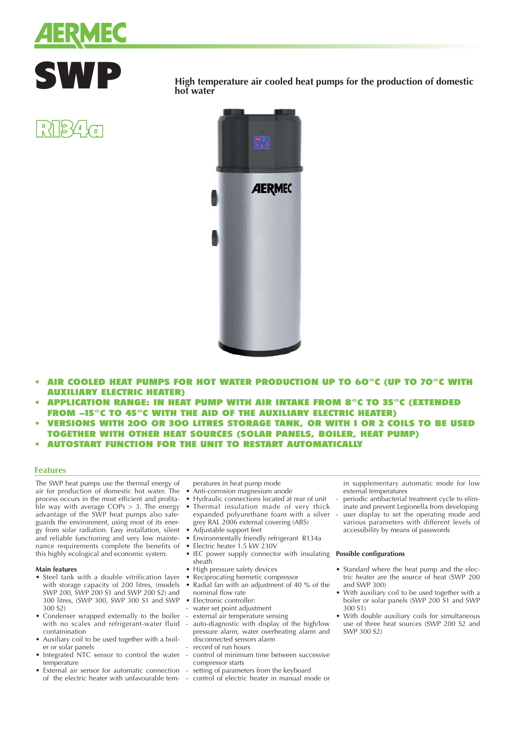# AERMEC

# SWP

## R134a

**High temperature air cooled heat pumps for the production of domestic hot water**

- **AIR COOLED HEAT PUMPS FOR HOT WATER PRODUCTION UP TO 60°C (UP TO 70°C WITH AUXILIARY ELECTRIC HEATER)**
- **APPLICATION RANGE: IN HEAT PUMP WITH AIR INTAKE FROM 8°C TO 35°C (EXTENDED FROM –15°C TO 45°C WITH THE AID OF THE AUXILIARY ELECTRIC HEATER)**
- **VERSIONS WITH 200 OR 300 LITRES STORAGE TANK, OR WITH 1 OR 2 COILS TO BE USED TOGETHER WITH OTHER HEAT SOURCES (SOLAR PANELS, BOILER, HEAT PUMP)**
- **AUTOSTART FUNCTION FOR THE UNIT TO RESTART AUTOMATICALLY**

## Features

The SWP heat pumps use the thermal energy of air for production of domestic hot water. The process occurs in the most efficient and profitable way with average COPs > 3. The energy advantage of the SWP heat pumps also safeguards the environment, using most of its energy from solar radiation. Easy installation, silent and reliable functioning and very low maintenance requirements complete the benefits of this highly ecological and economic system.

### Main features

- Steel tank with a double vitrification layer with storage capacity of 200 litres, (models SWP 200, SWP 200 S1 and SWP 200 S2) and 300 litres, (SWP 300, SWP 300 S1 and SWP 300 S2)
- Condenser wrapped externally to the boiler with no scales and refrigerant-water fluid contamination
- Auxiliary coil to be used together with a boiler or solar panels
- Integrated NTC sensor to control the water temperature
- External air sensor for automatic connection of the electric heater with unfavourable temperatures in heat pump mode
- Anti-corrosion magnesium anode
- Hydraulic connections located at rear of unit
- Thermal insulation made of very thick expanded polyurethane foam with a silver grey RAL 2006 external covering (ABS)
- Adjustable support feet
- Environmentally friendly refrigerant R134a
- Electric heater 1.5 kW 230V
- IEC power supply connector with insulating sheath
- High pressure safety devices
- Reciprocating hermetic compressor
- Radial fan with an adjustment of 40 % of the nominal flow rate
- Electronic controller:
  - water set point adjustment
  - external air temperature sensing
  - auto-diagnostic with display of the high/low pressure alarm, water overheating alarm and disconnected sensors alarm
  - record of run hours
  - control of minimum time between successive compressor starts
  - setting of parameters from the keyboard
  - control of electric heater in manual mode or in supplementary automatic mode for low external temperatures
  - periodic antibacterial treatment cycle to eliminate and prevent Legionella from developing
  - user display to set the operating mode and various parameters with different levels of accessibility by means of passwords

### Possible configurations

- Standard where the heat pump and the electric heater are the source of heat (SWP 200 and SWP 300)
- With auxiliary coil to be used together with a boiler or solar panels (SWP 200 S1 and SWP 300 S1)
- With double auxiliary coils for simultaneous use of three heat sources (SWP 200 S2 and SWP 300 S2)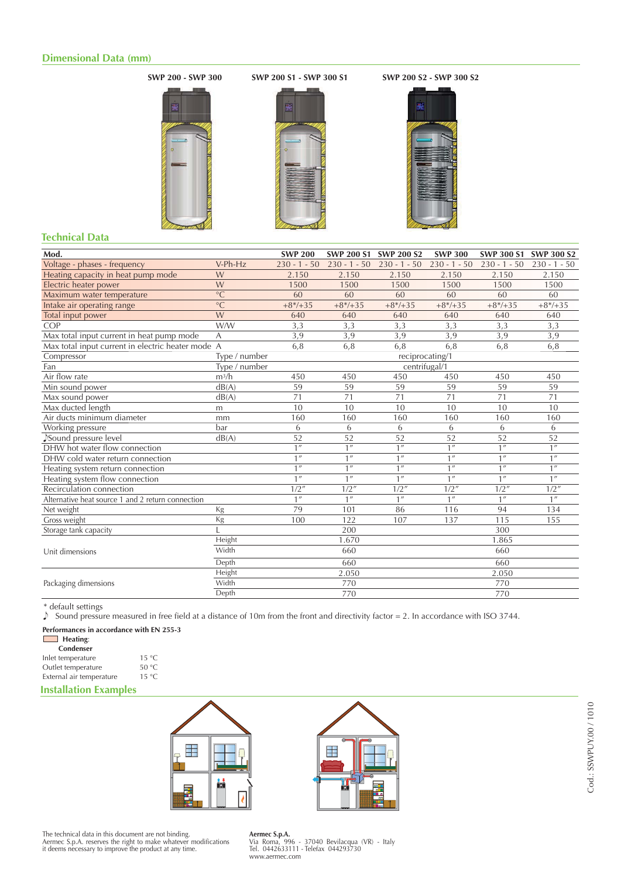## Dimensional Data (mm)

SWP 200 - SWP 300

SWP 200 S1 - SWP 300 S1

SWP 200 S2 - SWP 300 S2

## Technical Data

| Mod. | | SWP 200 | SWP 200 S1 | SWP 200 S2 | SWP 300 | SWP 300 S1 | SWP 300 S2 |
|---|---|---|---|---|---|---|---|
| Voltage - phases - frequency | V-Ph-Hz | 230 - 1 - 50 | 230 - 1 - 50 | 230 - 1 - 50 | 230 - 1 - 50 | 230 - 1 - 50 | 230 - 1 - 50 |
| Heating capacity in heat pump mode | W | 2.150 | 2.150 | 2.150 | 2.150 | 2.150 | 2.150 |
| Electric heater power | W | 1500 | 1500 | 1500 | 1500 | 1500 | 1500 |
| Maximum water temperature | °C | 60 | 60 | 60 | 60 | 60 | 60 |
| Intake air operating range | °C | +8*/+35 | +8*/+35 | +8*/+35 | +8*/+35 | +8*/+35 | +8*/+35 |
| Total input power | W | 640 | 640 | 640 | 640 | 640 | 640 |
| COP | W/W | 3,3 | 3,3 | 3,3 | 3,3 | 3,3 | 3,3 |
| Max total input current in heat pump mode | A | 3,9 | 3,9 | 3,9 | 3,9 | 3,9 | 3,9 |
| Max total input current in electric heater mode | A | 6,8 | 6,8 | 6,8 | 6,8 | 6,8 | 6,8 |
| Compressor | Type / number | reciprocating/1 | | | | | |
| Fan | Type / number | centrifugal/1 | | | | | |
| Air flow rate | m³/h | 450 | 450 | 450 | 450 | 450 | 450 |
| Min sound power | dB(A) | 59 | 59 | 59 | 59 | 59 | 59 |
| Max sound power | dB(A) | 71 | 71 | 71 | 71 | 71 | 71 |
| Max ducted length | m | 10 | 10 | 10 | 10 | 10 | 10 |
| Air ducts minimum diameter | mm | 160 | 160 | 160 | 160 | 160 | 160 |
| Working pressure | bar | 6 | 6 | 6 | 6 | 6 | 6 |
| ♪Sound pressure level | dB(A) | 52 | 52 | 52 | 52 | 52 | 52 |
| DHW hot water flow connection | | 1″ | 1″ | 1″ | 1″ | 1″ | 1″ |
| DHW cold water return connection | | 1″ | 1″ | 1″ | 1″ | 1″ | 1″ |
| Heating system return connection | | 1″ | 1″ | 1″ | 1″ | 1″ | 1″ |
| Heating system flow connection | | 1″ | 1″ | 1″ | 1″ | 1″ | 1″ |
| Recirculation connection | | 1/2″ | 1/2″ | 1/2″ | 1/2″ | 1/2″ | 1/2″ |
| Alternative heat source 1 and 2 return connection | | 1″ | 1″ | 1″ | 1″ | 1″ | 1″ |
| Net weight | Kg | 79 | 101 | 86 | 116 | 94 | 134 |
| Gross weight | Kg | 100 | 122 | 107 | 137 | 115 | 155 |
| Storage tank capacity | L | 200 | | | 300 | | |
| Unit dimensions | Height | 1.670 | | | 1.865 | | |
| | Width | 660 | | | 660 | | |
| | Depth | 660 | | | 660 | | |
| Packaging dimensions | Height | 2.050 | | | 2.050 | | |
| | Width | 770 | | | 770 | | |
| | Depth | 770 | | | 770 | | |

\* default settings

♪ Sound pressure measured in free field at a distance of 10m from the front and directivity factor = 2. In accordance with ISO 3744.

**Performances in accordance with EN 255-3**

**Heating:**

**Condenser**

Inlet temperature 15 °C

Outlet temperature 50 °C

External air temperature 15 °C

## Installation Examples

The technical data in this document are not binding.
Aermec S.p.A. reserves the right to make whatever modifications it deems necessary to improve the product at any time.

**Aermec S.p.A.**
Via Roma, 996 - 37040 Bevilacqua (VR) - Italy
Tel. 0442633111 - Telefax 044293730
www.aermec.com

Cod.: SSWPUY.00 / 1010